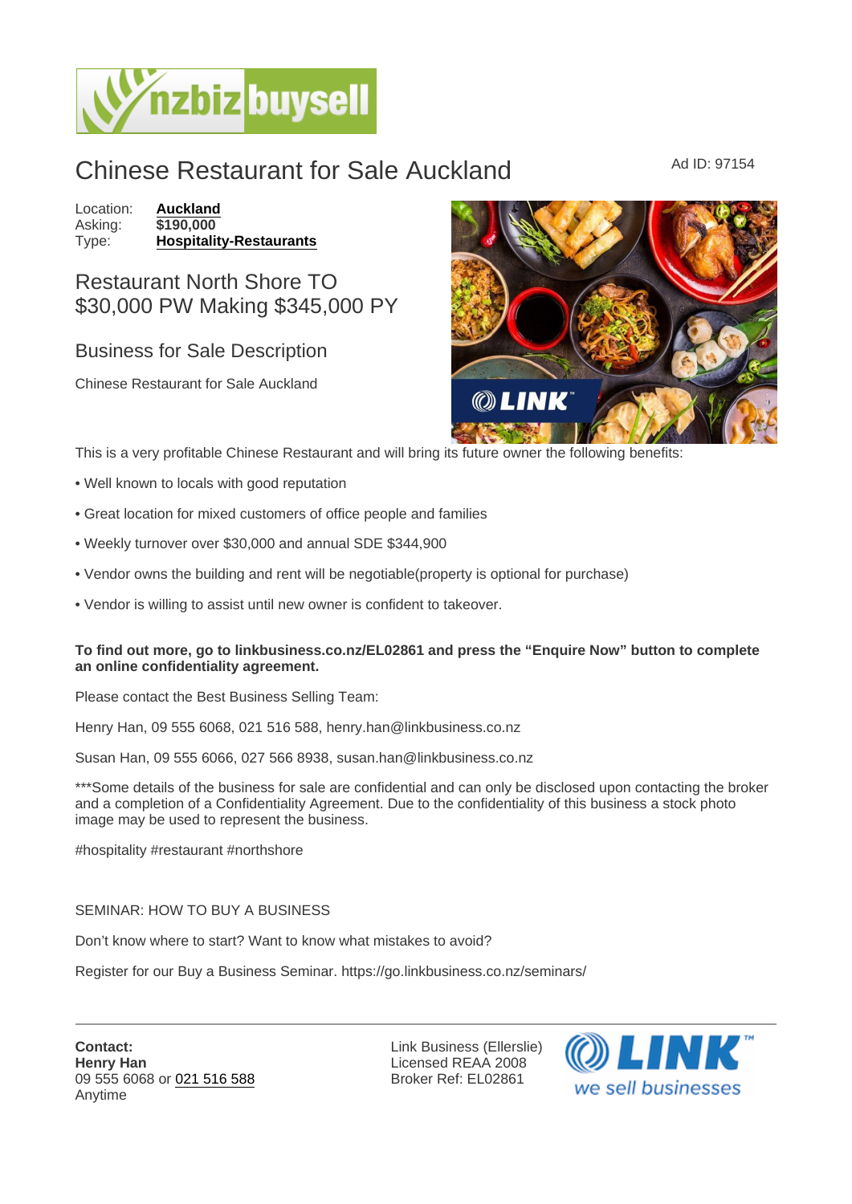# Chinese Restaurant for Sale Auckland

Ad ID: 97154

Location: **Auckland**
Asking: **$190,000**
Type: **Hospitality-Restaurants**

## Restaurant North Shore TO $30,000 PW Making $345,000 PY

### Business for Sale Description

Chinese Restaurant for Sale Auckland

This is a very profitable Chinese Restaurant and will bring its future owner the following benefits:

• Well known to locals with good reputation

• Great location for mixed customers of office people and families

• Weekly turnover over $30,000 and annual SDE $344,900

• Vendor owns the building and rent will be negotiable(property is optional for purchase)

• Vendor is willing to assist until new owner is confident to takeover.

**To find out more, go to linkbusiness.co.nz/EL02861 and press the "Enquire Now" button to complete an online confidentiality agreement.**

Please contact the Best Business Selling Team:

Henry Han, 09 555 6068, 021 516 588, henry.han@linkbusiness.co.nz

Susan Han, 09 555 6066, 027 566 8938, susan.han@linkbusiness.co.nz

***Some details of the business for sale are confidential and can only be disclosed upon contacting the broker and a completion of a Confidentiality Agreement. Due to the confidentiality of this business a stock photo image may be used to represent the business.

#hospitality #restaurant #northshore

SEMINAR: HOW TO BUY A BUSINESS

Don't know where to start? Want to know what mistakes to avoid?

Register for our Buy a Business Seminar. https://go.linkbusiness.co.nz/seminars/

**Contact:**
**Henry Han**
09 555 6068 or 021 516 588
Anytime

Link Business (Ellerslie)
Licensed REAA 2008
Broker Ref: EL02861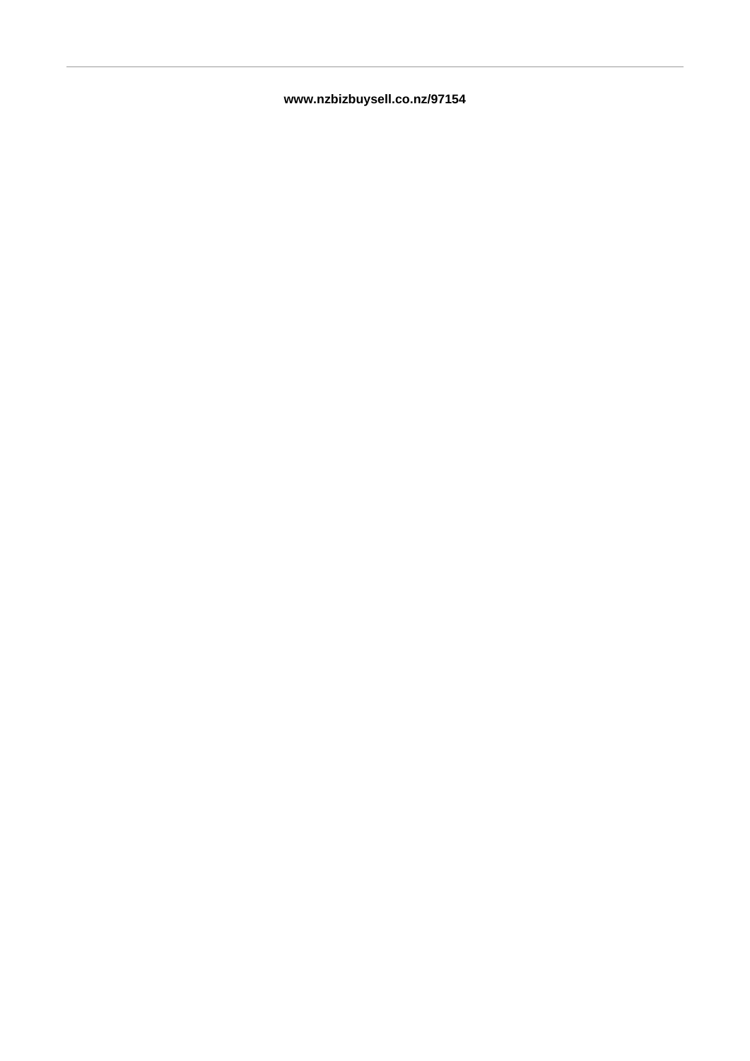**www.nzbizbuysell.co.nz/97154**